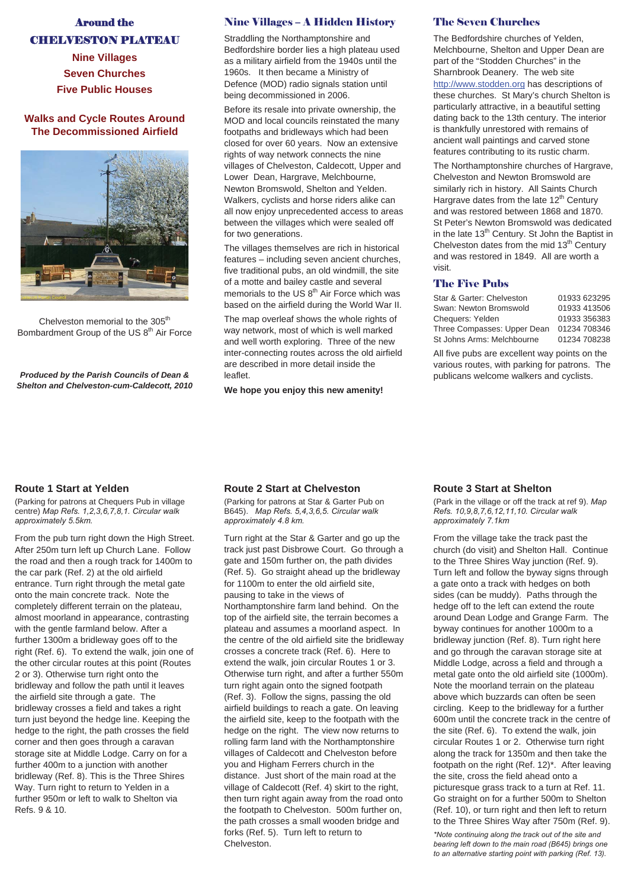# Around the CHELVESTON PLATEAU

## Nine Villages
## Seven Churches
## Five Public Houses

## Walks and Cycle Routes Around The Decommissioned Airfield

Chelveston memorial to the 305th Bombardment Group of the US 8th Air Force

***Produced by the Parish Councils of Dean & Shelton and Chelveston-cum-Caldecott, 2010***

## Nine Villages – A Hidden History

Straddling the Northamptonshire and Bedfordshire border lies a high plateau used as a military airfield from the 1940s until the 1960s. It then became a Ministry of Defence (MOD) radio signals station until being decommissioned in 2006.

Before its resale into private ownership, the MOD and local councils reinstated the many footpaths and bridleways which had been closed for over 60 years. Now an extensive rights of way network connects the nine villages of Chelveston, Caldecott, Upper and Lower Dean, Hargrave, Melchbourne, Newton Bromswold, Shelton and Yelden. Walkers, cyclists and horse riders alike can all now enjoy unprecedented access to areas between the villages which were sealed off for two generations.

The villages themselves are rich in historical features – including seven ancient churches, five traditional pubs, an old windmill, the site of a motte and bailey castle and several memorials to the US 8th Air Force which was based on the airfield during the World War II.

The map overleaf shows the whole rights of way network, most of which is well marked and well worth exploring. Three of the new inter-connecting routes across the old airfield are described in more detail inside the leaflet.

**We hope you enjoy this new amenity!**

## The Seven Churches

The Bedfordshire churches of Yelden, Melchbourne, Shelton and Upper Dean are part of the "Stodden Churches" in the Sharnbrook Deanery. The web site http://www.stodden.org has descriptions of these churches. St Mary's church Shelton is particularly attractive, in a beautiful setting dating back to the 13th century. The interior is thankfully unrestored with remains of ancient wall paintings and carved stone features contributing to its rustic charm.

The Northamptonshire churches of Hargrave, Chelveston and Newton Bromswold are similarly rich in history. All Saints Church Hargrave dates from the late 12th Century and was restored between 1868 and 1870. St Peter's Newton Bromswold was dedicated in the late 13th Century. St John the Baptist in Chelveston dates from the mid 13th Century and was restored in 1849. All are worth a visit.

## The Five Pubs

| | |
|---|---|
| Star & Garter: Chelveston | 01933 623295 |
| Swan: Newton Bromswold | 01933 413506 |
| Chequers: Yelden | 01933 356383 |
| Three Compasses: Upper Dean | 01234 708346 |
| St Johns Arms: Melchbourne | 01234 708238 |

All five pubs are excellent way points on the various routes, with parking for patrons. The publicans welcome walkers and cyclists.

### Route 1 Start at Yelden

(Parking for patrons at Chequers Pub in village centre) *Map Refs. 1,2,3,6,7,8,1. Circular walk approximately 5.5km.*

From the pub turn right down the High Street. After 250m turn left up Church Lane. Follow the road and then a rough track for 1400m to the car park (Ref. 2) at the old airfield entrance. Turn right through the metal gate onto the main concrete track. Note the completely different terrain on the plateau, almost moorland in appearance, contrasting with the gentle farmland below. After a further 1300m a bridleway goes off to the right (Ref. 6). To extend the walk, join one of the other circular routes at this point (Routes 2 or 3). Otherwise turn right onto the bridleway and follow the path until it leaves the airfield site through a gate. The bridleway crosses a field and takes a right turn just beyond the hedge line. Keeping the hedge to the right, the path crosses the field corner and then goes through a caravan storage site at Middle Lodge. Carry on for a further 400m to a junction with another bridleway (Ref. 8). This is the Three Shires Way. Turn right to return to Yelden in a further 950m or left to walk to Shelton via Refs. 9 & 10.

### Route 2 Start at Chelveston

(Parking for patrons at Star & Garter Pub on B645). *Map Refs. 5,4,3,6,5. Circular walk approximately 4.8 km.*

Turn right at the Star & Garter and go up the track just past Disbrow Court. Go through a gate and 150m further on, the path divides (Ref. 5). Go straight ahead up the bridleway for 1100m to enter the old airfield site, pausing to take in the views of Northamptonshire farm land behind. On the top of the airfield site, the terrain becomes a plateau and assumes a moorland aspect. In the centre of the old airfield site the bridleway crosses a concrete track (Ref. 6). Here to extend the walk, join circular Routes 1 or 3. Otherwise turn right, and after a further 550m turn right again onto the signed footpath (Ref. 3). Follow the signs, passing the old airfield buildings to reach a gate. On leaving the airfield site, keep to the footpath with the hedge on the right. The view now returns to rolling farm land with the Northamptonshire villages of Caldecott and Chelveston before you and Higham Ferrers church in the distance. Just short of the main road at the village of Caldecott (Ref. 4) skirt to the right, then turn right again away from the road onto the footpath to Chelveston. 500m further on, the path crosses a small wooden bridge and forks (Ref. 5). Turn left to return to Chelveston.

### Route 3 Start at Shelton

(Park in the village or off the track at ref 9). *Map Refs. 10,9,8,7,6,12,11,10. Circular walk approximately 7.1km*

From the village take the track past the church (do visit) and Shelton Hall. Continue to the Three Shires Way junction (Ref. 9). Turn left and follow the byway signs through a gate onto a track with hedges on both sides (can be muddy). Paths through the hedge off to the left can extend the route around Dean Lodge and Grange Farm. The byway continues for another 1000m to a bridleway junction (Ref. 8). Turn right here and go through the caravan storage site at Middle Lodge, across a field and through a metal gate onto the old airfield site (1000m). Note the moorland terrain on the plateau above which buzzards can often be seen circling. Keep to the bridleway for a further 600m until the concrete track in the centre of the site (Ref. 6). To extend the walk, join circular Routes 1 or 2. Otherwise turn right along the track for 1350m and then take the footpath on the right (Ref. 12)\*. After leaving the site, cross the field ahead onto a picturesque grass track to a turn at Ref. 11. Go straight on for a further 500m to Shelton (Ref. 10), or turn right and then left to return to the Three Shires Way after 750m (Ref. 9).

*\*Note continuing along the track out of the site and bearing left down to the main road (B645) brings one to an alternative starting point with parking (Ref. 13).*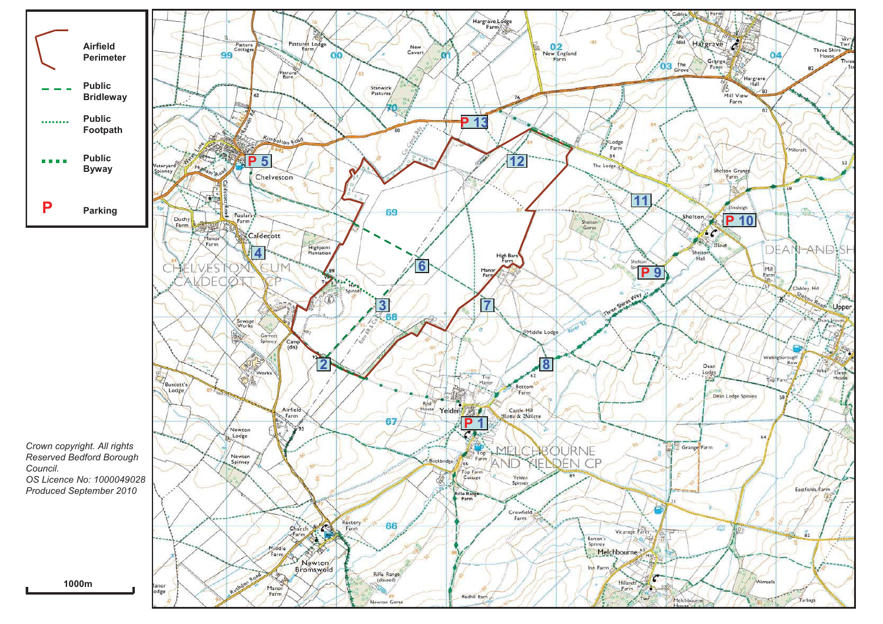Airfield Perimeter

Public Bridleway

Public Footpath

Public Byway

P Parking

*Crown copyright. All rights Reserved Bedford Borough Council.*
*OS Licence No: 1000049028*
*Produced September 2010*

1000m